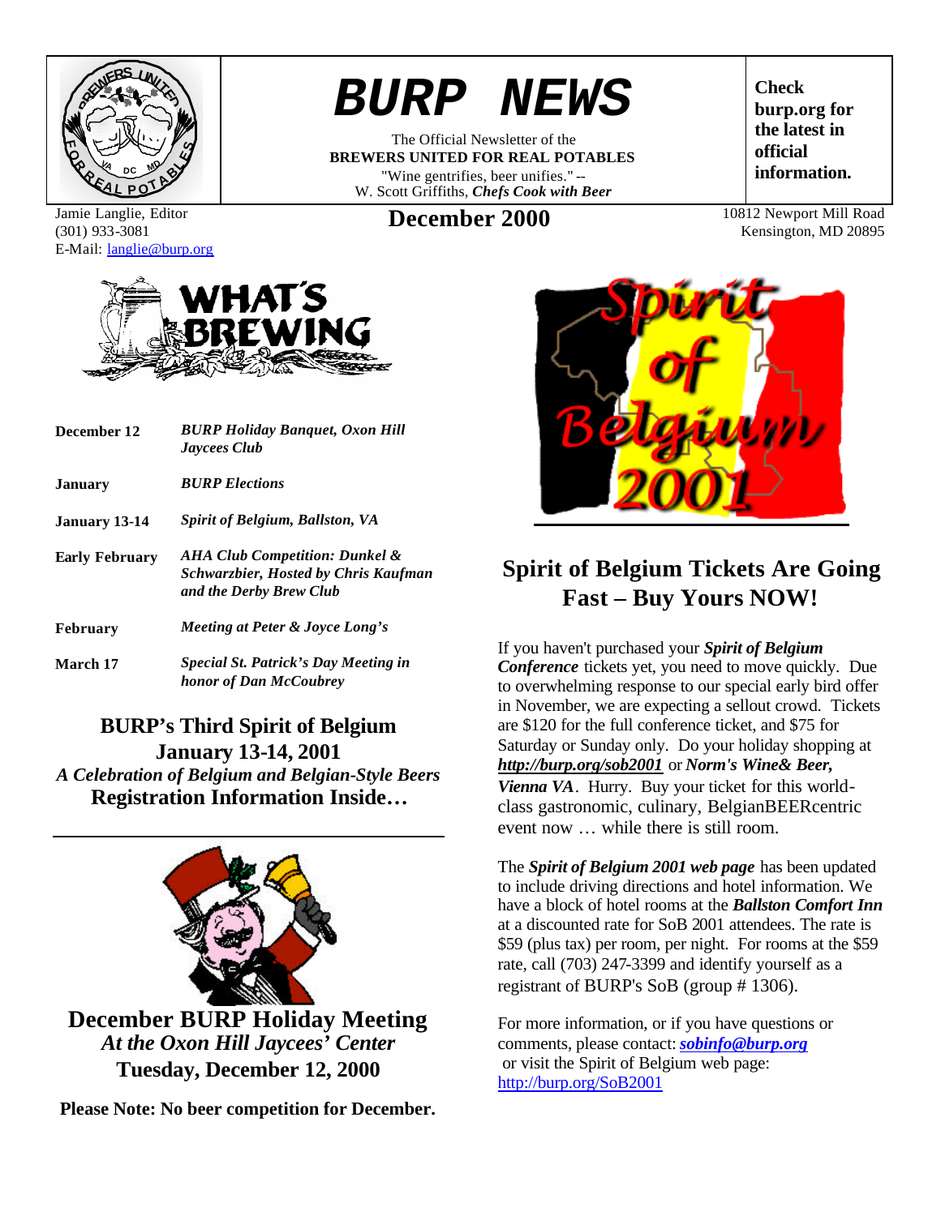# BURP NEWS

The Official Newsletter of the
**BREWERS UNITED FOR REAL POTABLES**
"Wine gentrifies, beer unifies." -- W. Scott Griffiths, ***Chefs Cook with Beer***

**Check burp.org for the latest in official information.**

Jamie Langlie, Editor
(301) 933-3081
E-Mail: langlie@burp.org

## December 2000

10812 Newport Mill Road
Kensington, MD 20895

## WHAT'S BREWING

| | |
|---|---|
| **December 12** | ***BURP Holiday Banquet, Oxon Hill Jaycees Club*** |
| **January** | ***BURP Elections*** |
| **January 13-14** | ***Spirit of Belgium, Ballston, VA*** |
| **Early February** | ***AHA Club Competition: Dunkel & Schwarzbier, Hosted by Chris Kaufman and the Derby Brew Club*** |
| **February** | ***Meeting at Peter & Joyce Long's*** |
| **March 17** | ***Special St. Patrick's Day Meeting in honor of Dan McCoubrey*** |

**BURP's Third Spirit of Belgium**
**January 13-14, 2001**
***A Celebration of Belgium and Belgian-Style Beers***
**Registration Information Inside…**

**December BURP Holiday Meeting**
***At the Oxon Hill Jaycees' Center***
**Tuesday, December 12, 2000**

**Please Note: No beer competition for December.**

## Spirit of Belgium Tickets Are Going Fast – Buy Yours NOW!

If you haven't purchased your ***Spirit of Belgium Conference*** tickets yet, you need to move quickly. Due to overwhelming response to our special early bird offer in November, we are expecting a sellout crowd. Tickets are $120 for the full conference ticket, and $75 for Saturday or Sunday only. Do your holiday shopping at ***http://burp.org/sob2001*** or ***Norm's Wine& Beer, Vienna VA***. Hurry. Buy your ticket for this world-class gastronomic, culinary, BelgianBEERcentric event now … while there is still room.

The ***Spirit of Belgium 2001 web page*** has been updated to include driving directions and hotel information. We have a block of hotel rooms at the ***Ballston Comfort Inn*** at a discounted rate for SoB 2001 attendees. The rate is $59 (plus tax) per room, per night. For rooms at the $59 rate, call (703) 247-3399 and identify yourself as a registrant of BURP's SoB (group # 1306).

For more information, or if you have questions or comments, please contact: ***sobinfo@burp.org*** or visit the Spirit of Belgium web page: http://burp.org/SoB2001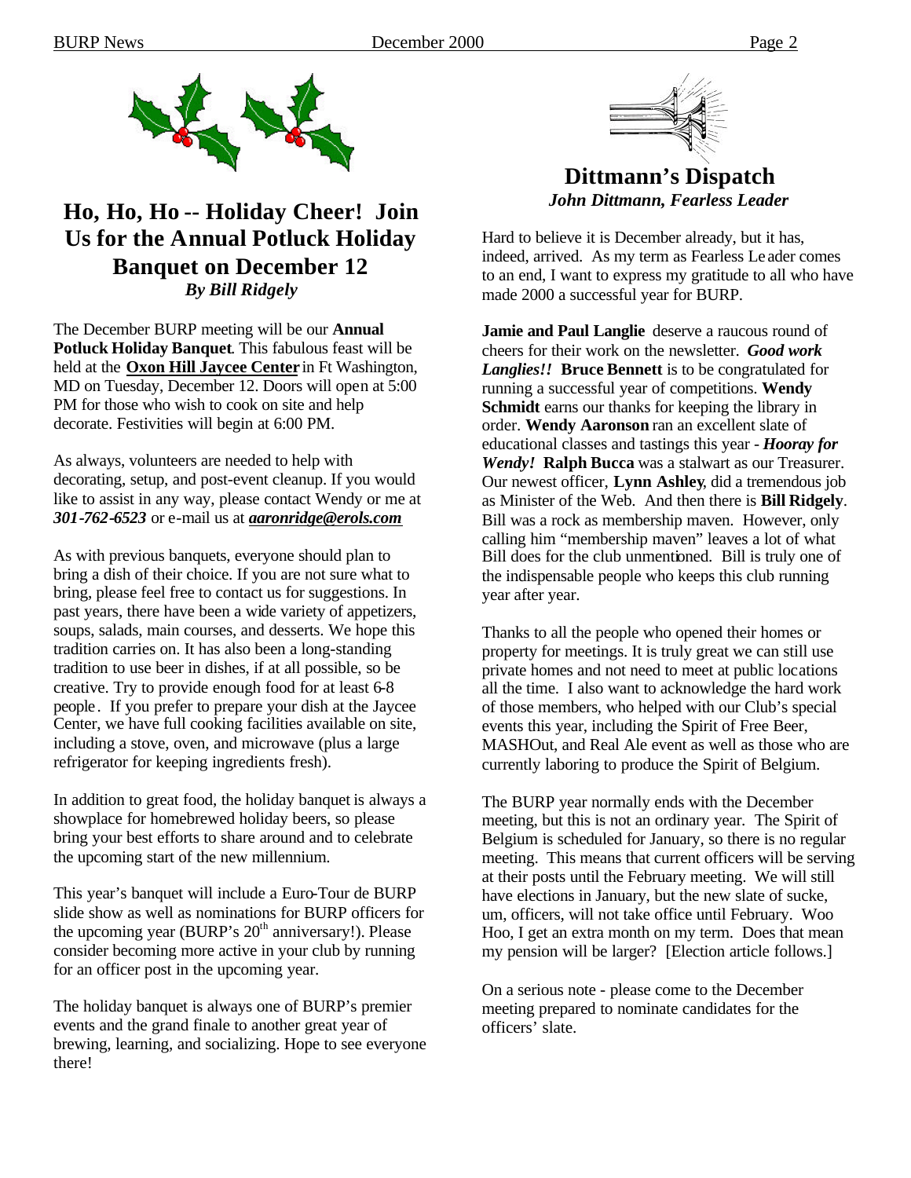## Ho, Ho, Ho -- Holiday Cheer! Join Us for the Annual Potluck Holiday Banquet on December 12

***By Bill Ridgely***

The December BURP meeting will be our **Annual Potluck Holiday Banquet**. This fabulous feast will be held at the **Oxon Hill Jaycee Center** in Ft Washington, MD on Tuesday, December 12. Doors will open at 5:00 PM for those who wish to cook on site and help decorate. Festivities will begin at 6:00 PM.

As always, volunteers are needed to help with decorating, setup, and post-event cleanup. If you would like to assist in any way, please contact Wendy or me at ***301-762-6523*** or e-mail us at ***aaronridge@erols.com***

As with previous banquets, everyone should plan to bring a dish of their choice. If you are not sure what to bring, please feel free to contact us for suggestions. In past years, there have been a wide variety of appetizers, soups, salads, main courses, and desserts. We hope this tradition carries on. It has also been a long-standing tradition to use beer in dishes, if at all possible, so be creative. Try to provide enough food for at least 6-8 people. If you prefer to prepare your dish at the Jaycee Center, we have full cooking facilities available on site, including a stove, oven, and microwave (plus a large refrigerator for keeping ingredients fresh).

In addition to great food, the holiday banquet is always a showplace for homebrewed holiday beers, so please bring your best efforts to share around and to celebrate the upcoming start of the new millennium.

This year's banquet will include a Euro-Tour de BURP slide show as well as nominations for BURP officers for the upcoming year (BURP's 20th anniversary!). Please consider becoming more active in your club by running for an officer post in the upcoming year.

The holiday banquet is always one of BURP's premier events and the grand finale to another great year of brewing, learning, and socializing. Hope to see everyone there!

## Dittmann's Dispatch

***John Dittmann, Fearless Leader***

Hard to believe it is December already, but it has, indeed, arrived. As my term as Fearless Leader comes to an end, I want to express my gratitude to all who have made 2000 a successful year for BURP.

**Jamie and Paul Langlie** deserve a raucous round of cheers for their work on the newsletter. ***Good work Langlies!!*** **Bruce Bennett** is to be congratulated for running a successful year of competitions. **Wendy Schmidt** earns our thanks for keeping the library in order. **Wendy Aaronson** ran an excellent slate of educational classes and tastings this year - ***Hooray for Wendy!*** **Ralph Bucca** was a stalwart as our Treasurer. Our newest officer, **Lynn Ashley**, did a tremendous job as Minister of the Web. And then there is **Bill Ridgely**. Bill was a rock as membership maven. However, only calling him "membership maven" leaves a lot of what Bill does for the club unmentioned. Bill is truly one of the indispensable people who keeps this club running year after year.

Thanks to all the people who opened their homes or property for meetings. It is truly great we can still use private homes and not need to meet at public locations all the time. I also want to acknowledge the hard work of those members, who helped with our Club's special events this year, including the Spirit of Free Beer, MASHOut, and Real Ale event as well as those who are currently laboring to produce the Spirit of Belgium.

The BURP year normally ends with the December meeting, but this is not an ordinary year. The Spirit of Belgium is scheduled for January, so there is no regular meeting. This means that current officers will be serving at their posts until the February meeting. We will still have elections in January, but the new slate of sucke, um, officers, will not take office until February. Woo Hoo, I get an extra month on my term. Does that mean my pension will be larger? [Election article follows.]

On a serious note - please come to the December meeting prepared to nominate candidates for the officers' slate.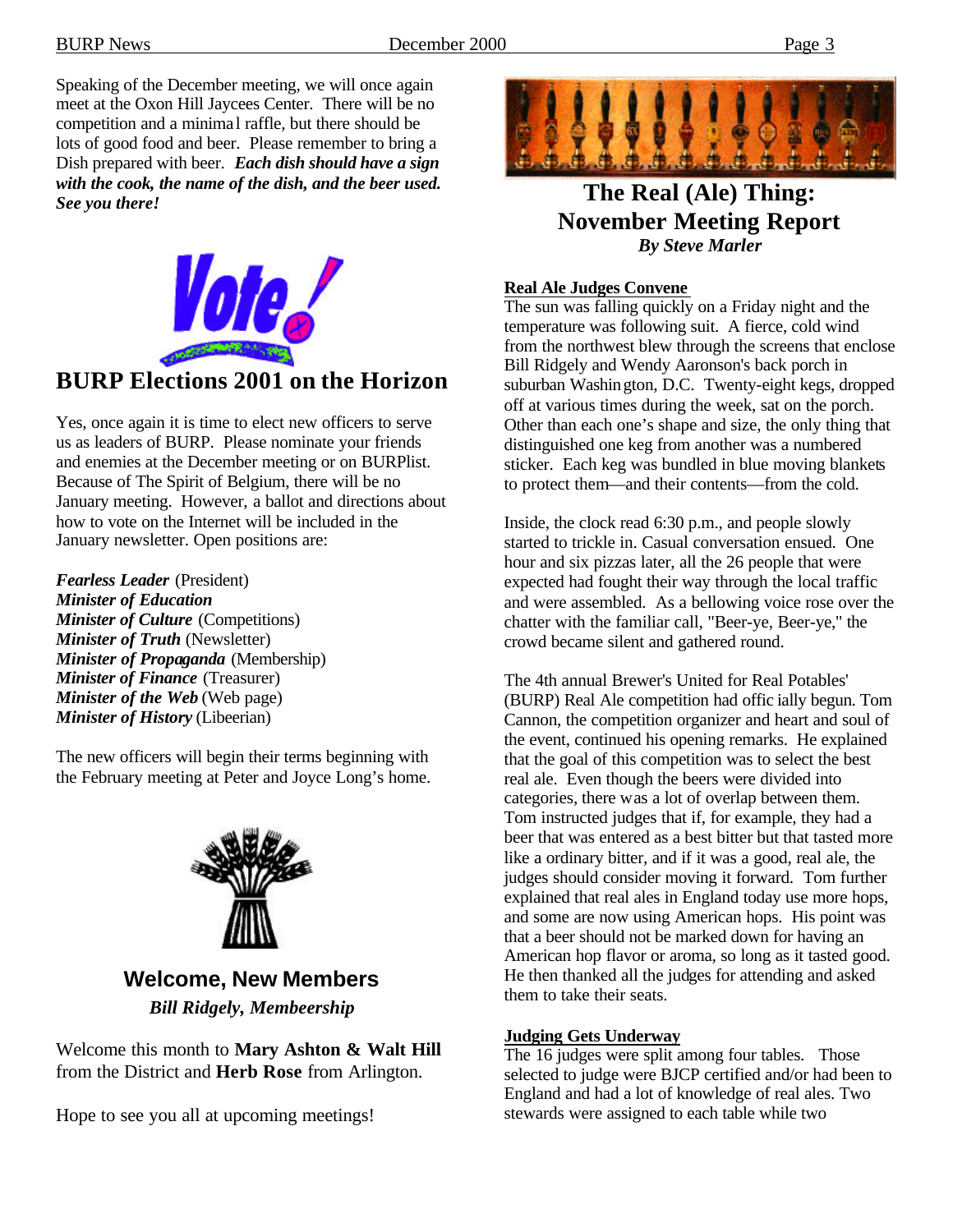Speaking of the December meeting, we will once again meet at the Oxon Hill Jaycees Center. There will be no competition and a minimal raffle, but there should be lots of good food and beer. Please remember to bring a Dish prepared with beer. ***Each dish should have a sign with the cook, the name of the dish, and the beer used. See you there!***

# BURP Elections 2001 on the Horizon

Yes, once again it is time to elect new officers to serve us as leaders of BURP. Please nominate your friends and enemies at the December meeting or on BURPlist. Because of The Spirit of Belgium, there will be no January meeting. However, a ballot and directions about how to vote on the Internet will be included in the January newsletter. Open positions are:

***Fearless Leader*** (President)
***Minister of Education***
***Minister of Culture*** (Competitions)
***Minister of Truth*** (Newsletter)
***Minister of Propaganda*** (Membership)
***Minister of Finance*** (Treasurer)
***Minister of the Web*** (Web page)
***Minister of History*** (Libeerian)

The new officers will begin their terms beginning with the February meeting at Peter and Joyce Long's home.

## Welcome, New Members

***Bill Ridgely, Membeership***

Welcome this month to **Mary Ashton & Walt Hill** from the District and **Herb Rose** from Arlington.

Hope to see you all at upcoming meetings!

# The Real (Ale) Thing: November Meeting Report

***By Steve Marler***

**Real Ale Judges Convene**

The sun was falling quickly on a Friday night and the temperature was following suit. A fierce, cold wind from the northwest blew through the screens that enclose Bill Ridgely and Wendy Aaronson's back porch in suburban Washington, D.C. Twenty-eight kegs, dropped off at various times during the week, sat on the porch. Other than each one's shape and size, the only thing that distinguished one keg from another was a numbered sticker. Each keg was bundled in blue moving blankets to protect them—and their contents—from the cold.

Inside, the clock read 6:30 p.m., and people slowly started to trickle in. Casual conversation ensued. One hour and six pizzas later, all the 26 people that were expected had fought their way through the local traffic and were assembled. As a bellowing voice rose over the chatter with the familiar call, "Beer-ye, Beer-ye," the crowd became silent and gathered round.

The 4th annual Brewer's United for Real Potables' (BURP) Real Ale competition had officially begun. Tom Cannon, the competition organizer and heart and soul of the event, continued his opening remarks. He explained that the goal of this competition was to select the best real ale. Even though the beers were divided into categories, there was a lot of overlap between them. Tom instructed judges that if, for example, they had a beer that was entered as a best bitter but that tasted more like a ordinary bitter, and if it was a good, real ale, the judges should consider moving it forward. Tom further explained that real ales in England today use more hops, and some are now using American hops. His point was that a beer should not be marked down for having an American hop flavor or aroma, so long as it tasted good. He then thanked all the judges for attending and asked them to take their seats.

**Judging Gets Underway**

The 16 judges were split among four tables. Those selected to judge were BJCP certified and/or had been to England and had a lot of knowledge of real ales. Two stewards were assigned to each table while two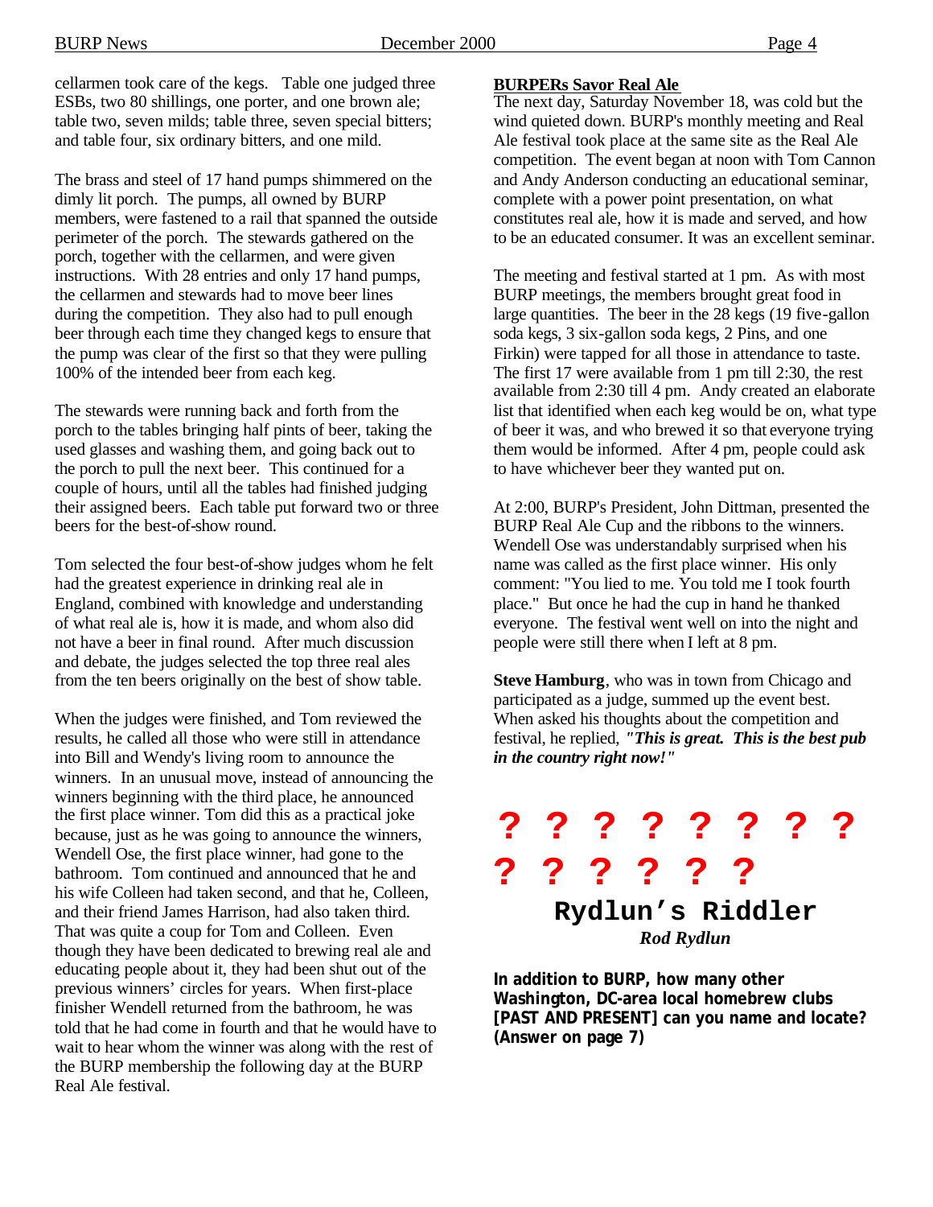cellarmen took care of the kegs. Table one judged three ESBs, two 80 shillings, one porter, and one brown ale; table two, seven milds; table three, seven special bitters; and table four, six ordinary bitters, and one mild.

The brass and steel of 17 hand pumps shimmered on the dimly lit porch. The pumps, all owned by BURP members, were fastened to a rail that spanned the outside perimeter of the porch. The stewards gathered on the porch, together with the cellarmen, and were given instructions. With 28 entries and only 17 hand pumps, the cellarmen and stewards had to move beer lines during the competition. They also had to pull enough beer through each time they changed kegs to ensure that the pump was clear of the first so that they were pulling 100% of the intended beer from each keg.

The stewards were running back and forth from the porch to the tables bringing half pints of beer, taking the used glasses and washing them, and going back out to the porch to pull the next beer. This continued for a couple of hours, until all the tables had finished judging their assigned beers. Each table put forward two or three beers for the best-of-show round.

Tom selected the four best-of-show judges whom he felt had the greatest experience in drinking real ale in England, combined with knowledge and understanding of what real ale is, how it is made, and whom also did not have a beer in final round. After much discussion and debate, the judges selected the top three real ales from the ten beers originally on the best of show table.

When the judges were finished, and Tom reviewed the results, he called all those who were still in attendance into Bill and Wendy's living room to announce the winners. In an unusual move, instead of announcing the winners beginning with the third place, he announced the first place winner. Tom did this as a practical joke because, just as he was going to announce the winners, Wendell Ose, the first place winner, had gone to the bathroom. Tom continued and announced that he and his wife Colleen had taken second, and that he, Colleen, and their friend James Harrison, had also taken third. That was quite a coup for Tom and Colleen. Even though they have been dedicated to brewing real ale and educating people about it, they had been shut out of the previous winners' circles for years. When first-place finisher Wendell returned from the bathroom, he was told that he had come in fourth and that he would have to wait to hear whom the winner was along with the rest of the BURP membership the following day at the BURP Real Ale festival.

## BURPERs Savor Real Ale

The next day, Saturday November 18, was cold but the wind quieted down. BURP's monthly meeting and Real Ale festival took place at the same site as the Real Ale competition. The event began at noon with Tom Cannon and Andy Anderson conducting an educational seminar, complete with a power point presentation, on what constitutes real ale, how it is made and served, and how to be an educated consumer. It was an excellent seminar.

The meeting and festival started at 1 pm. As with most BURP meetings, the members brought great food in large quantities. The beer in the 28 kegs (19 five-gallon soda kegs, 3 six-gallon soda kegs, 2 Pins, and one Firkin) were tapped for all those in attendance to taste. The first 17 were available from 1 pm till 2:30, the rest available from 2:30 till 4 pm. Andy created an elaborate list that identified when each keg would be on, what type of beer it was, and who brewed it so that everyone trying them would be informed. After 4 pm, people could ask to have whichever beer they wanted put on.

At 2:00, BURP's President, John Dittman, presented the BURP Real Ale Cup and the ribbons to the winners. Wendell Ose was understandably surprised when his name was called as the first place winner. His only comment: "You lied to me. You told me I took fourth place." But once he had the cup in hand he thanked everyone. The festival went well on into the night and people were still there when I left at 8 pm.

**Steve Hamburg**, who was in town from Chicago and participated as a judge, summed up the event best. When asked his thoughts about the competition and festival, he replied, ***"This is great. This is the best pub in the country right now!"***

**? ? ? ? ? ? ? ? ? ? ? ? ? ?**

## Rydlun's Riddler

***Rod Rydlun***

**In addition to BURP, how many other Washington, DC-area local homebrew clubs [PAST AND PRESENT] can you name and locate? (Answer on page 7)**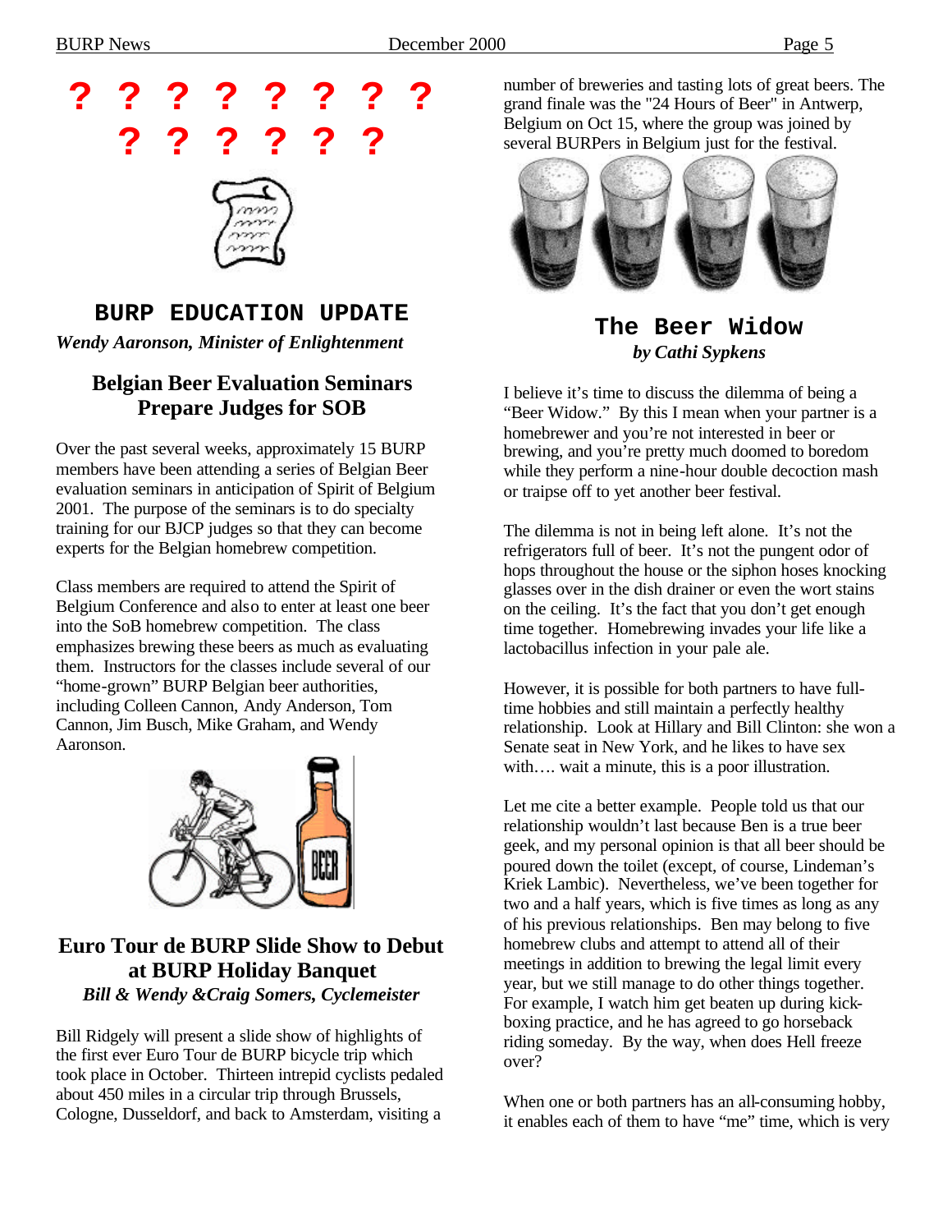? ? ? ? ? ? ? ?
? ? ? ? ? ?

## BURP EDUCATION UPDATE

*Wendy Aaronson, Minister of Enlightenment*

### Belgian Beer Evaluation Seminars Prepare Judges for SOB

Over the past several weeks, approximately 15 BURP members have been attending a series of Belgian Beer evaluation seminars in anticipation of Spirit of Belgium 2001. The purpose of the seminars is to do specialty training for our BJCP judges so that they can become experts for the Belgian homebrew competition.

Class members are required to attend the Spirit of Belgium Conference and also to enter at least one beer into the SoB homebrew competition. The class emphasizes brewing these beers as much as evaluating them. Instructors for the classes include several of our "home-grown" BURP Belgian beer authorities, including Colleen Cannon, Andy Anderson, Tom Cannon, Jim Busch, Mike Graham, and Wendy Aaronson.

### Euro Tour de BURP Slide Show to Debut at BURP Holiday Banquet

*Bill & Wendy &Craig Somers, Cyclemeister*

Bill Ridgely will present a slide show of highlights of the first ever Euro Tour de BURP bicycle trip which took place in October. Thirteen intrepid cyclists pedaled about 450 miles in a circular trip through Brussels, Cologne, Dusseldorf, and back to Amsterdam, visiting a number of breweries and tasting lots of great beers. The grand finale was the "24 Hours of Beer" in Antwerp, Belgium on Oct 15, where the group was joined by several BURPers in Belgium just for the festival.

## The Beer Widow

*by Cathi Sypkens*

I believe it's time to discuss the dilemma of being a "Beer Widow." By this I mean when your partner is a homebrewer and you're not interested in beer or brewing, and you're pretty much doomed to boredom while they perform a nine-hour double decoction mash or traipse off to yet another beer festival.

The dilemma is not in being left alone. It's not the refrigerators full of beer. It's not the pungent odor of hops throughout the house or the siphon hoses knocking glasses over in the dish drainer or even the wort stains on the ceiling. It's the fact that you don't get enough time together. Homebrewing invades your life like a lactobacillus infection in your pale ale.

However, it is possible for both partners to have full-time hobbies and still maintain a perfectly healthy relationship. Look at Hillary and Bill Clinton: she won a Senate seat in New York, and he likes to have sex with…. wait a minute, this is a poor illustration.

Let me cite a better example. People told us that our relationship wouldn't last because Ben is a true beer geek, and my personal opinion is that all beer should be poured down the toilet (except, of course, Lindeman's Kriek Lambic). Nevertheless, we've been together for two and a half years, which is five times as long as any of his previous relationships. Ben may belong to five homebrew clubs and attempt to attend all of their meetings in addition to brewing the legal limit every year, but we still manage to do other things together. For example, I watch him get beaten up during kick-boxing practice, and he has agreed to go horseback riding someday. By the way, when does Hell freeze over?

When one or both partners has an all-consuming hobby, it enables each of them to have "me" time, which is very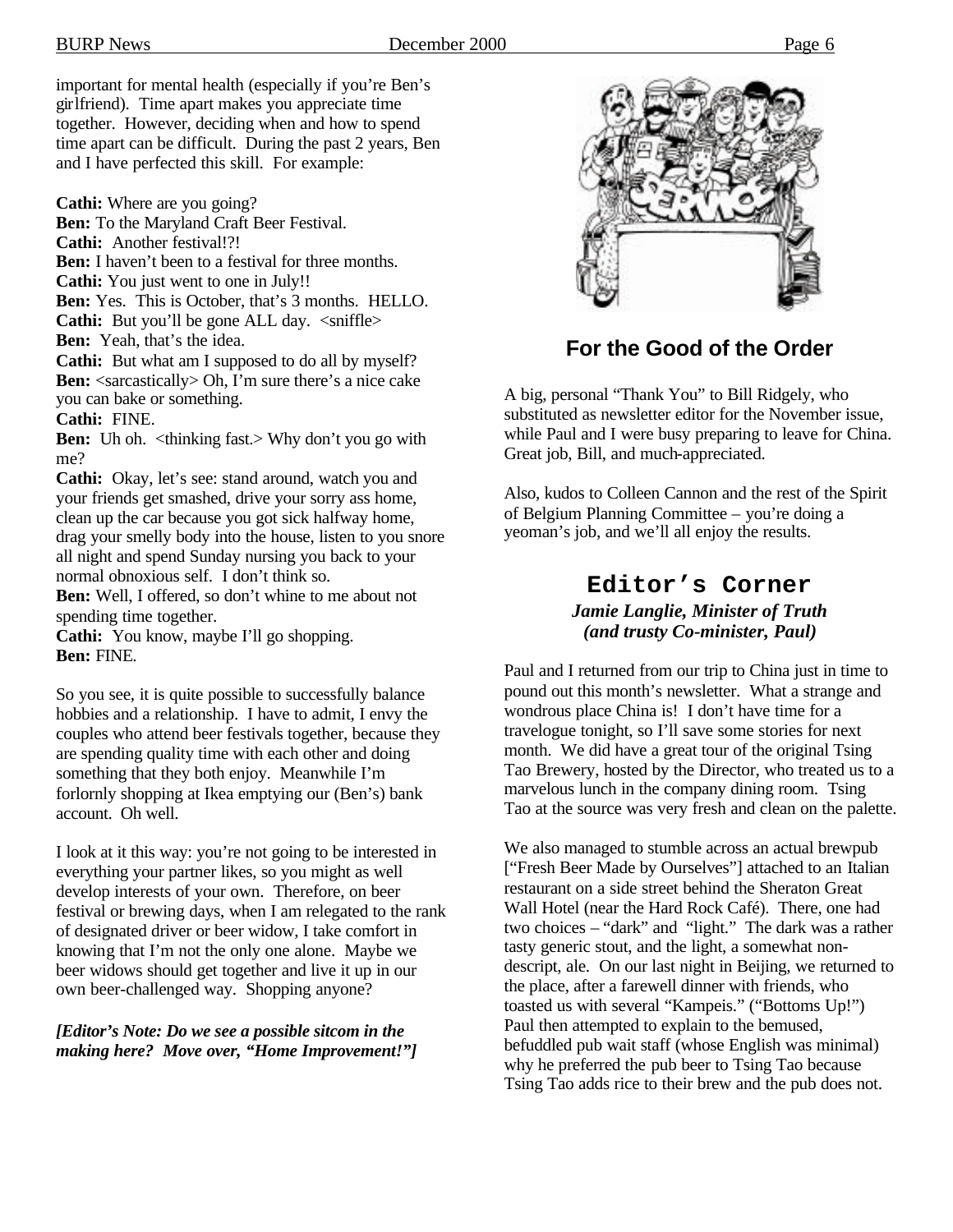important for mental health (especially if you're Ben's girlfriend). Time apart makes you appreciate time together. However, deciding when and how to spend time apart can be difficult. During the past 2 years, Ben and I have perfected this skill. For example:

**Cathi:** Where are you going?
**Ben:** To the Maryland Craft Beer Festival.
**Cathi:** Another festival!?!
**Ben:** I haven't been to a festival for three months.
**Cathi:** You just went to one in July!!
**Ben:** Yes. This is October, that's 3 months. HELLO.
**Cathi:** But you'll be gone ALL day. <sniffle>
**Ben:** Yeah, that's the idea.
**Cathi:** But what am I supposed to do all by myself?
**Ben:** <sarcastically> Oh, I'm sure there's a nice cake you can bake or something.
**Cathi:** FINE.
**Ben:** Uh oh. <thinking fast.> Why don't you go with me?
**Cathi:** Okay, let's see: stand around, watch you and your friends get smashed, drive your sorry ass home, clean up the car because you got sick halfway home, drag your smelly body into the house, listen to you snore all night and spend Sunday nursing you back to your normal obnoxious self. I don't think so.
**Ben:** Well, I offered, so don't whine to me about not spending time together.
**Cathi:** You know, maybe I'll go shopping.
**Ben:** FINE.

So you see, it is quite possible to successfully balance hobbies and a relationship. I have to admit, I envy the couples who attend beer festivals together, because they are spending quality time with each other and doing something that they both enjoy. Meanwhile I'm forlornly shopping at Ikea emptying our (Ben's) bank account. Oh well.

I look at it this way: you're not going to be interested in everything your partner likes, so you might as well develop interests of your own. Therefore, on beer festival or brewing days, when I am relegated to the rank of designated driver or beer widow, I take comfort in knowing that I'm not the only one alone. Maybe we beer widows should get together and live it up in our own beer-challenged way. Shopping anyone?

***[Editor's Note: Do we see a possible sitcom in the making here? Move over, "Home Improvement!"]***

## For the Good of the Order

A big, personal "Thank You" to Bill Ridgely, who substituted as newsletter editor for the November issue, while Paul and I were busy preparing to leave for China. Great job, Bill, and much-appreciated.

Also, kudos to Colleen Cannon and the rest of the Spirit of Belgium Planning Committee – you're doing a yeoman's job, and we'll all enjoy the results.

## Editor's Corner

***Jamie Langlie, Minister of Truth***
***(and trusty Co-minister, Paul)***

Paul and I returned from our trip to China just in time to pound out this month's newsletter. What a strange and wondrous place China is! I don't have time for a travelogue tonight, so I'll save some stories for next month. We did have a great tour of the original Tsing Tao Brewery, hosted by the Director, who treated us to a marvelous lunch in the company dining room. Tsing Tao at the source was very fresh and clean on the palette.

We also managed to stumble across an actual brewpub ["Fresh Beer Made by Ourselves"] attached to an Italian restaurant on a side street behind the Sheraton Great Wall Hotel (near the Hard Rock Café). There, one had two choices – "dark" and "light." The dark was a rather tasty generic stout, and the light, a somewhat non-descript, ale. On our last night in Beijing, we returned to the place, after a farewell dinner with friends, who toasted us with several "Kampeis." ("Bottoms Up!") Paul then attempted to explain to the bemused, befuddled pub wait staff (whose English was minimal) why he preferred the pub beer to Tsing Tao because Tsing Tao adds rice to their brew and the pub does not.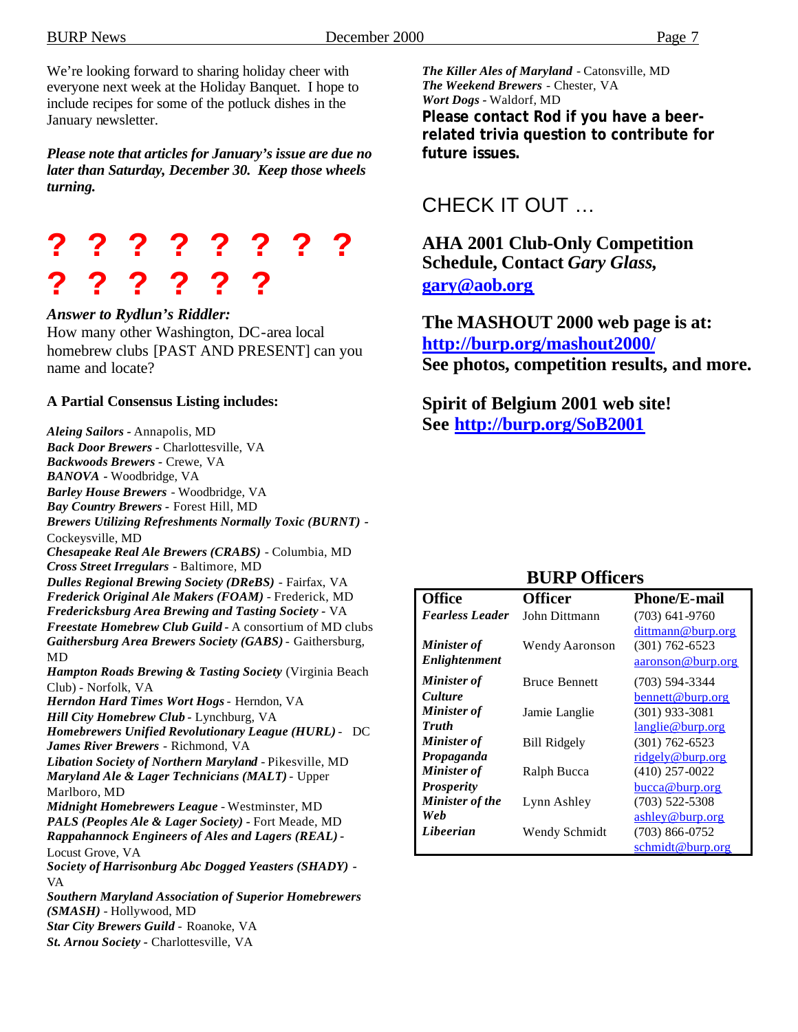We're looking forward to sharing holiday cheer with everyone next week at the Holiday Banquet. I hope to include recipes for some of the potluck dishes in the January newsletter.

***Please note that articles for January's issue are due no later than Saturday, December 30. Keep those wheels turning.***

# ? ? ? ? ? ? ? ?
# ? ? ? ? ? ?

***Answer to Rydlun's Riddler:***

How many other Washington, DC-area local homebrew clubs [PAST AND PRESENT] can you name and locate?

**A Partial Consensus Listing includes:**

***Aleing Sailors*** - Annapolis, MD
***Back Door Brewers*** - Charlottesville, VA
***Backwoods Brewers*** - Crewe, VA
***BANOVA*** - Woodbridge, VA
***Barley House Brewers*** - Woodbridge, VA
***Bay Country Brewers*** - Forest Hill, MD
***Brewers Utilizing Refreshments Normally Toxic (BURNT)*** - Cockeysville, MD
***Chesapeake Real Ale Brewers (CRABS)*** - Columbia, MD
***Cross Street Irregulars*** - Baltimore, MD
***Dulles Regional Brewing Society (DReBS)*** - Fairfax, VA
***Frederick Original Ale Makers (FOAM)*** - Frederick, MD
***Fredericksburg Area Brewing and Tasting Society*** - VA
***Freestate Homebrew Club Guild*** - A consortium of MD clubs
***Gaithersburg Area Brewers Society (GABS)*** - Gaithersburg, MD
***Hampton Roads Brewing & Tasting Society*** (Virginia Beach Club) - Norfolk, VA
***Herndon Hard Times Wort Hogs*** - Herndon, VA
***Hill City Homebrew Club*** - Lynchburg, VA
***Homebrewers Unified Revolutionary League (HURL)*** - DC
***James River Brewers*** - Richmond, VA
***Libation Society of Northern Maryland*** - Pikesville, MD
***Maryland Ale & Lager Technicians (MALT)*** - Upper Marlboro, MD
***Midnight Homebrewers League*** - Westminster, MD
***PALS (Peoples Ale & Lager Society)*** - Fort Meade, MD
***Rappahannock Engineers of Ales and Lagers (REAL)*** - Locust Grove, VA
***Society of Harrisonburg Abc Dogged Yeasters (SHADY)*** - VA
***Southern Maryland Association of Superior Homebrewers (SMASH)*** - Hollywood, MD
***Star City Brewers Guild*** - Roanoke, VA
***St. Arnou Society*** - Charlottesville, VA
***The Killer Ales of Maryland*** - Catonsville, MD
***The Weekend Brewers*** - Chester, VA
***Wort Dogs*** - Waldorf, MD

**Please contact Rod if you have a beer-related trivia question to contribute for future issues.**

## CHECK IT OUT …

**AHA 2001 Club-Only Competition Schedule, Contact *Gary Glass*, gary@aob.org**

**The MASHOUT 2000 web page is at: http://burp.org/mashout2000/**
**See photos, competition results, and more.**

**Spirit of Belgium 2001 web site!**
**See http://burp.org/SoB2001**

## BURP Officers

| Office | Officer | Phone/E-mail |
|---|---|---|
| ***Fearless Leader*** | John Dittmann | (703) 641-9760 dittmann@burp.org |
| ***Minister of Enlightenment*** | Wendy Aaronson | (301) 762-6523 aaronson@burp.org |
| ***Minister of Culture*** | Bruce Bennett | (703) 594-3344 bennett@burp.org |
| ***Minister of Truth*** | Jamie Langlie | (301) 933-3081 langlie@burp.org |
| ***Minister of Propaganda*** | Bill Ridgely | (301) 762-6523 ridgely@burp.org |
| ***Minister of Prosperity*** | Ralph Bucca | (410) 257-0022 bucca@burp.org |
| ***Minister of the Web*** | Lynn Ashley | (703) 522-5308 ashley@burp.org |
| ***Libeerian*** | Wendy Schmidt | (703) 866-0752 schmidt@burp.org |